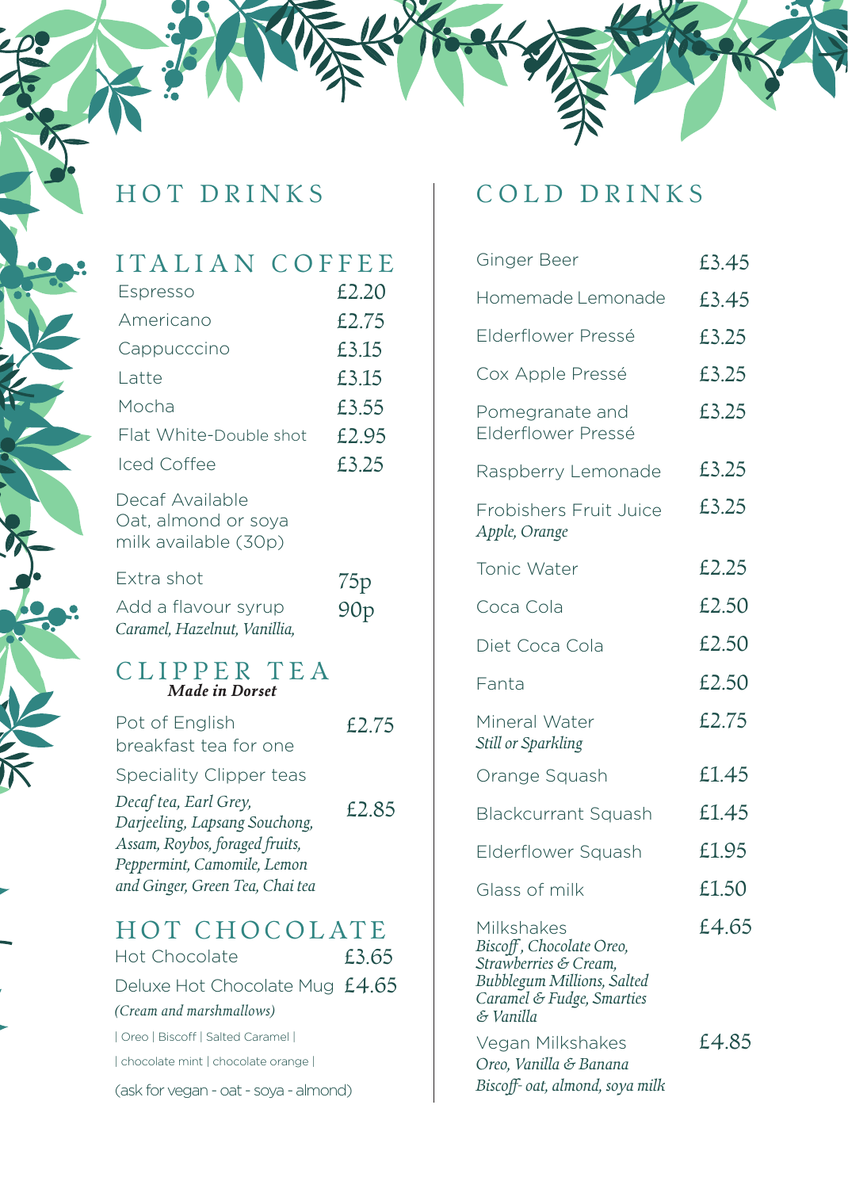# HOT DRINKS

## ITALIAN COFFEE

| Item | Price |
|---|---|
| Espresso | £2.20 |
| Americano | £2.75 |
| Cappucccino | £3.15 |
| Latte | £3.15 |
| Mocha | £3.55 |
| Flat White-Double shot | £2.95 |
| Iced Coffee | £3.25 |

Decaf Available
Oat, almond or soya milk available (30p)

| Item | Price |
|---|---|
| Extra shot | 75p |
| Add a flavour syrup *Caramel, Hazelnut, Vanillia,* | 90p |

## CLIPPER TEA

***Made in Dorset***

| Item | Price |
|---|---|
| Pot of English breakfast tea for one | £2.75 |
| Speciality Clipper teas *Decaf tea, Earl Grey, Darjeeling, Lapsang Souchong, Assam, Roybos, foraged fruits, Peppermint, Camomile, Lemon and Ginger, Green Tea, Chai tea* | £2.85 |

## HOT CHOCOLATE

| Item | Price |
|---|---|
| Hot Chocolate | £3.65 |
| Deluxe Hot Chocolate Mug *(Cream and marshmallows)* | £4.65 |

| Oreo | Biscoff | Salted Caramel |

| chocolate mint | chocolate orange |

(ask for vegan - oat - soya - almond)

# COLD DRINKS

| Item | Price |
|---|---|
| Ginger Beer | £3.45 |
| Homemade Lemonade | £3.45 |
| Elderflower Pressé | £3.25 |
| Cox Apple Pressé | £3.25 |
| Pomegranate and Elderflower Pressé | £3.25 |
| Raspberry Lemonade | £3.25 |
| Frobishers Fruit Juice *Apple, Orange* | £3.25 |
| Tonic Water | £2.25 |
| Coca Cola | £2.50 |
| Diet Coca Cola | £2.50 |
| Fanta | £2.50 |
| Mineral Water *Still or Sparkling* | £2.75 |
| Orange Squash | £1.45 |
| Blackcurrant Squash | £1.45 |
| Elderflower Squash | £1.95 |
| Glass of milk | £1.50 |
| Milkshakes *Biscoff, Chocolate Oreo, Strawberries & Cream, Bubblegum Millions, Salted Caramel & Fudge, Smarties & Vanilla* | £4.65 |
| Vegan Milkshakes *Oreo, Vanilla & Banana Biscoff- oat, almond, soya milk* | £4.85 |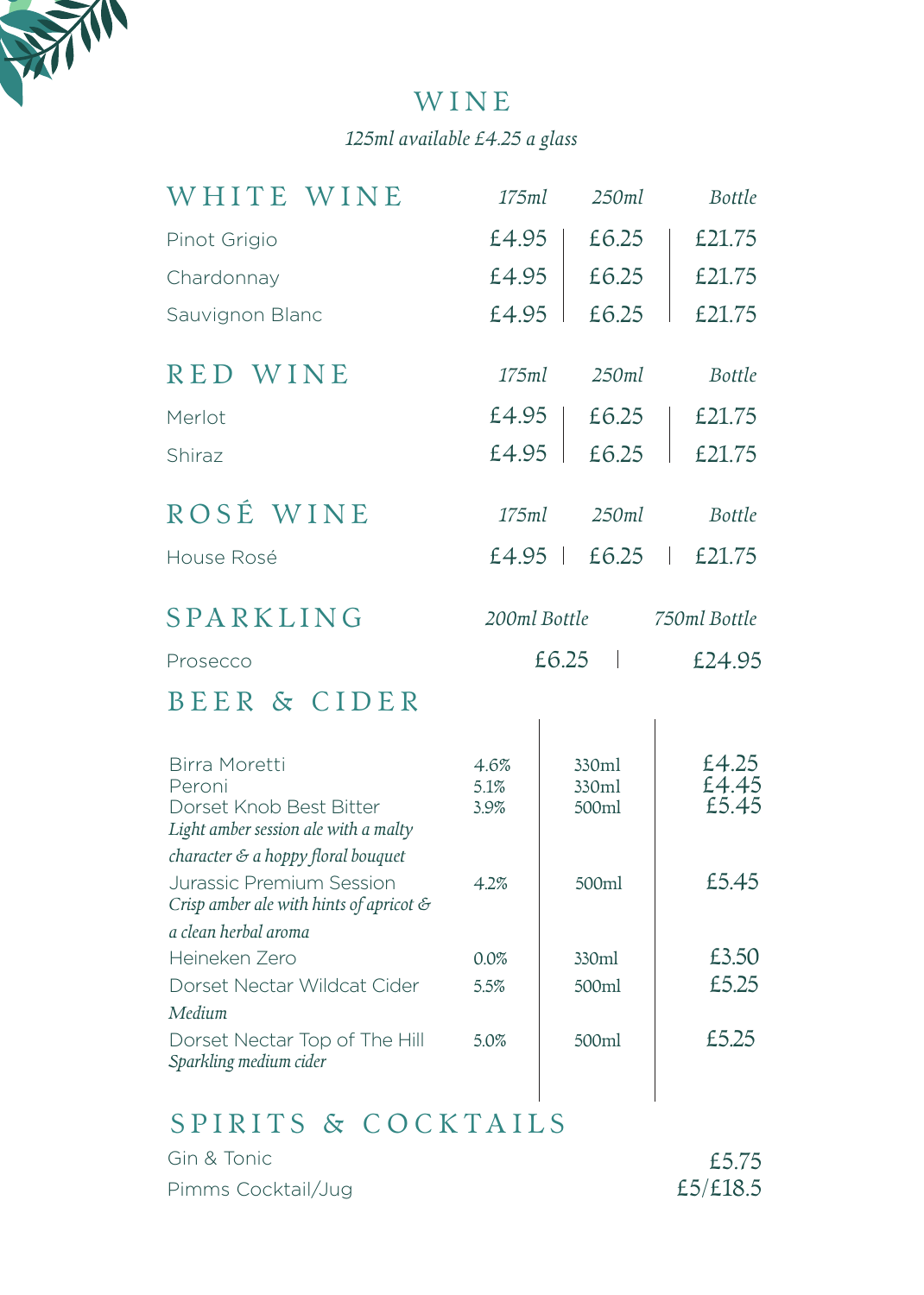# WINE

*125ml available £4.25 a glass*

## WHITE WINE

| WHITE WINE | *175ml* | *250ml* | *Bottle* |
|---|---|---|---|
| Pinot Grigio | £4.95 | £6.25 | £21.75 |
| Chardonnay | £4.95 | £6.25 | £21.75 |
| Sauvignon Blanc | £4.95 | £6.25 | £21.75 |

## RED WINE

| RED WINE | *175ml* | *250ml* | *Bottle* |
|---|---|---|---|
| Merlot | £4.95 | £6.25 | £21.75 |
| Shiraz | £4.95 | £6.25 | £21.75 |

## ROSÉ WINE

| ROSÉ WINE | *175ml* | *250ml* | *Bottle* |
|---|---|---|---|
| House Rosé | £4.95 | £6.25 | £21.75 |

## SPARKLING

| SPARKLING | *200ml Bottle* | *750ml Bottle* |
|---|---|---|
| Prosecco | £6.25 | £24.95 |

## BEER & CIDER

| | | | |
|---|---|---|---|
| Birra Moretti | 4.6% | 330ml | £4.25 |
| Peroni | 5.1% | 330ml | £4.45 |
| Dorset Knob Best Bitter<br>*Light amber session ale with a malty character & a hoppy floral bouquet* | 3.9% | 500ml | £5.45 |
| Jurassic Premium Session<br>*Crisp amber ale with hints of apricot & a clean herbal aroma* | 4.2% | 500ml | £5.45 |
| Heineken Zero | 0.0% | 330ml | £3.50 |
| Dorset Nectar Wildcat Cider<br>*Medium* | 5.5% | 500ml | £5.25 |
| Dorset Nectar Top of The Hill<br>*Sparkling medium cider* | 5.0% | 500ml | £5.25 |

## SPIRITS & COCKTAILS

| | |
|---|---|
| Gin & Tonic | £5.75 |
| Pimms Cocktail/Jug | £5/£18.5 |